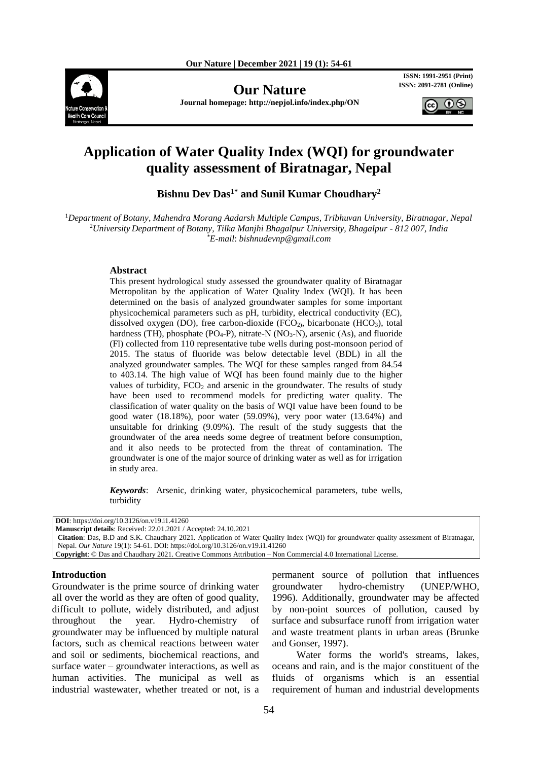# Application of Water Quality Index (WQI) for groundwater quality assessment of Biratnagar, Nepal

**Bishnu Dev Das[1*] and Sunil Kumar Choudhary[2]**

[1]*Department of Botany, Mahendra Morang Aadarsh Multiple Campus, Tribhuvan University, Biratnagar, Nepal*
[2]*University Department of Botany, Tilka Manjhi Bhagalpur University, Bhagalpur - 812 007, India*
[*]*E-mail*: *bishnudevnp@gmail.com*

### Abstract

This present hydrological study assessed the groundwater quality of Biratnagar Metropolitan by the application of Water Quality Index (WQI). It has been determined on the basis of analyzed groundwater samples for some important physicochemical parameters such as pH, turbidity, electrical conductivity (EC), dissolved oxygen (DO), free carbon-dioxide ($FCO_2$), bicarbonate ($HCO_3$), total hardness (TH), phosphate ($PO_4$-P), nitrate-N ($NO_3$-N), arsenic (As), and fluoride (Fl) collected from 110 representative tube wells during post-monsoon period of 2015. The status of fluoride was below detectable level (BDL) in all the analyzed groundwater samples. The WQI for these samples ranged from 84.54 to 403.14. The high value of WQI has been found mainly due to the higher values of turbidity, $FCO_2$ and arsenic in the groundwater. The results of study have been used to recommend models for predicting water quality. The classification of water quality on the basis of WQI value have been found to be good water (18.18%), poor water (59.09%), very poor water (13.64%) and unsuitable for drinking (9.09%). The result of the study suggests that the groundwater of the area needs some degree of treatment before consumption, and it also needs to be protected from the threat of contamination. The groundwater is one of the major source of drinking water as well as for irrigation in study area.

***Keywords***: Arsenic, drinking water, physicochemical parameters, tube wells, turbidity

**DOI**: https://doi.org/10.3126/on.v19.i1.41260
**Manuscript details**: Received: 22.01.2021 / Accepted: 24.10.2021
**Citation**: Das, B.D and S.K. Chaudhary 2021. Application of Water Quality Index (WQI) for groundwater quality assessment of Biratnagar, Nepal. *Our Nature* 19(1): 54-61. DOI: https://doi.org/10.3126/on.v19.i1.41260
**Copyright**: © Das and Chaudhary 2021. Creative Commons Attribution – Non Commercial 4.0 International License.

## Introduction

Groundwater is the prime source of drinking water all over the world as they are often of good quality, difficult to pollute, widely distributed, and adjust throughout the year. Hydro-chemistry of groundwater may be influenced by multiple natural factors, such as chemical reactions between water and soil or sediments, biochemical reactions, and surface water – groundwater interactions, as well as human activities. The municipal as well as industrial wastewater, whether treated or not, is a permanent source of pollution that influences groundwater hydro-chemistry (UNEP/WHO, 1996). Additionally, groundwater may be affected by non-point sources of pollution, caused by surface and subsurface runoff from irrigation water and waste treatment plants in urban areas (Brunke and Gonser, 1997).

Water forms the world's streams, lakes, oceans and rain, and is the major constituent of the fluids of organisms which is an essential requirement of human and industrial developments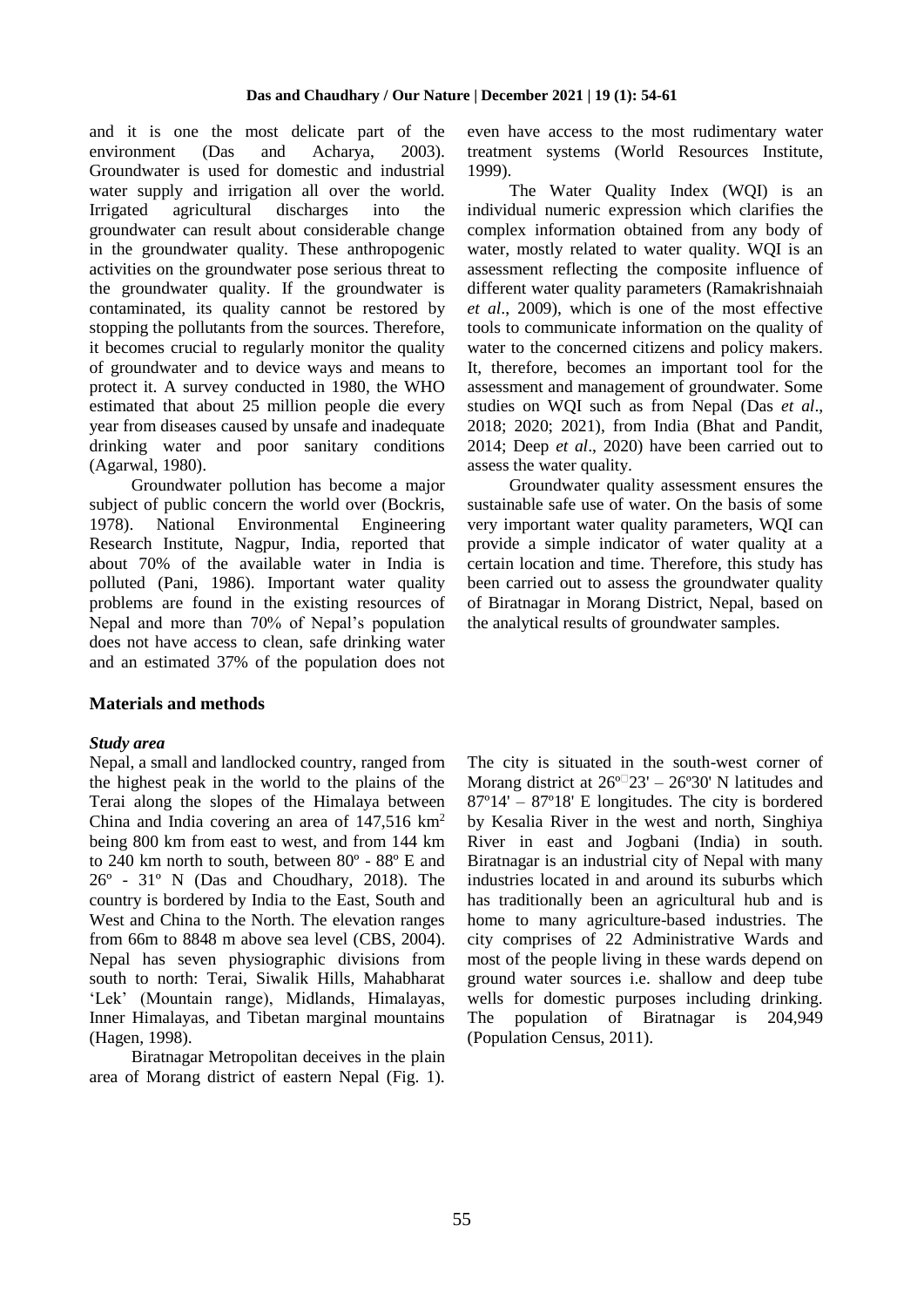and it is one the most delicate part of the environment (Das and Acharya, 2003). Groundwater is used for domestic and industrial water supply and irrigation all over the world. Irrigated agricultural discharges into the groundwater can result about considerable change in the groundwater quality. These anthropogenic activities on the groundwater pose serious threat to the groundwater quality. If the groundwater is contaminated, its quality cannot be restored by stopping the pollutants from the sources. Therefore, it becomes crucial to regularly monitor the quality of groundwater and to device ways and means to protect it. A survey conducted in 1980, the WHO estimated that about 25 million people die every year from diseases caused by unsafe and inadequate drinking water and poor sanitary conditions (Agarwal, 1980).

Groundwater pollution has become a major subject of public concern the world over (Bockris, 1978). National Environmental Engineering Research Institute, Nagpur, India, reported that about 70% of the available water in India is polluted (Pani, 1986). Important water quality problems are found in the existing resources of Nepal and more than 70% of Nepal's population does not have access to clean, safe drinking water and an estimated 37% of the population does not even have access to the most rudimentary water treatment systems (World Resources Institute, 1999).

The Water Quality Index (WQI) is an individual numeric expression which clarifies the complex information obtained from any body of water, mostly related to water quality. WQI is an assessment reflecting the composite influence of different water quality parameters (Ramakrishnaiah *et al*., 2009), which is one of the most effective tools to communicate information on the quality of water to the concerned citizens and policy makers. It, therefore, becomes an important tool for the assessment and management of groundwater. Some studies on WQI such as from Nepal (Das *et al*., 2018; 2020; 2021), from India (Bhat and Pandit, 2014; Deep *et al*., 2020) have been carried out to assess the water quality.

Groundwater quality assessment ensures the sustainable safe use of water. On the basis of some very important water quality parameters, WQI can provide a simple indicator of water quality at a certain location and time. Therefore, this study has been carried out to assess the groundwater quality of Biratnagar in Morang District, Nepal, based on the analytical results of groundwater samples.

## Materials and methods

### *Study area*

Nepal, a small and landlocked country, ranged from the highest peak in the world to the plains of the Terai along the slopes of the Himalaya between China and India covering an area of 147,516 km$^2$ being 800 km from east to west, and from 144 km to 240 km north to south, between 80º - 88º E and 26º - 31º N (Das and Choudhary, 2018). The country is bordered by India to the East, South and West and China to the North. The elevation ranges from 66m to 8848 m above sea level (CBS, 2004). Nepal has seven physiographic divisions from south to north: Terai, Siwalik Hills, Mahabharat 'Lek' (Mountain range), Midlands, Himalayas, Inner Himalayas, and Tibetan marginal mountains (Hagen, 1998).

Biratnagar Metropolitan deceives in the plain area of Morang district of eastern Nepal (Fig. 1). The city is situated in the south-west corner of Morang district at 26º23' – 26º30' N latitudes and 87º14' – 87º18' E longitudes. The city is bordered by Kesalia River in the west and north, Singhiya River in east and Jogbani (India) in south. Biratnagar is an industrial city of Nepal with many industries located in and around its suburbs which has traditionally been an agricultural hub and is home to many agriculture-based industries. The city comprises of 22 Administrative Wards and most of the people living in these wards depend on ground water sources i.e. shallow and deep tube wells for domestic purposes including drinking. The population of Biratnagar is 204,949 (Population Census, 2011).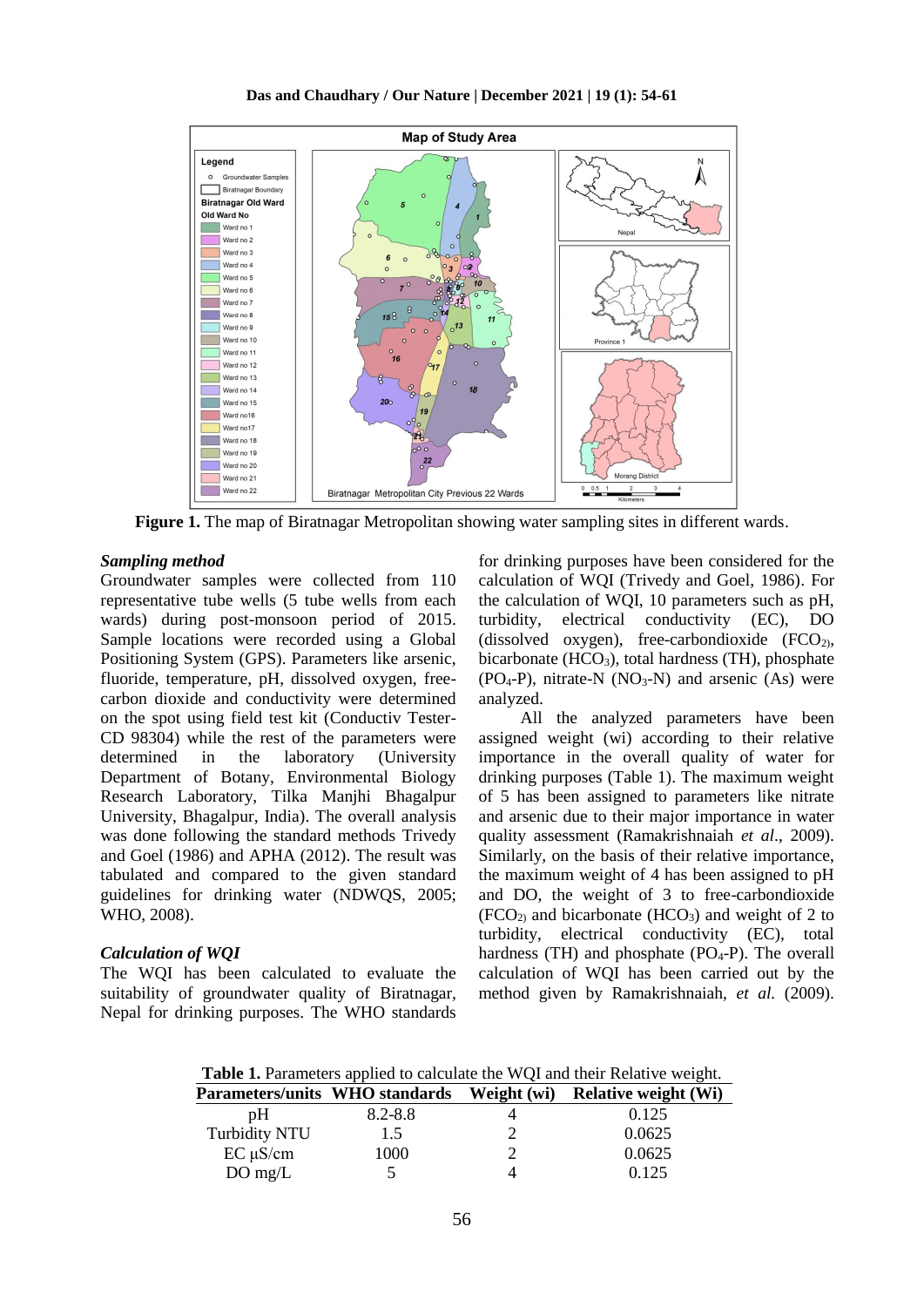**Figure 1.** The map of Biratnagar Metropolitan showing water sampling sites in different wards.

### *Sampling method*

Groundwater samples were collected from 110 representative tube wells (5 tube wells from each wards) during post-monsoon period of 2015. Sample locations were recorded using a Global Positioning System (GPS). Parameters like arsenic, fluoride, temperature, pH, dissolved oxygen, free-carbon dioxide and conductivity were determined on the spot using field test kit (Conductiv Tester-CD 98304) while the rest of the parameters were determined in the laboratory (University Department of Botany, Environmental Biology Research Laboratory, Tilka Manjhi Bhagalpur University, Bhagalpur, India). The overall analysis was done following the standard methods Trivedy and Goel (1986) and APHA (2012). The result was tabulated and compared to the given standard guidelines for drinking water (NDWQS, 2005; WHO, 2008).

### *Calculation of WQI*

The WQI has been calculated to evaluate the suitability of groundwater quality of Biratnagar, Nepal for drinking purposes. The WHO standards for drinking purposes have been considered for the calculation of WQI (Trivedy and Goel, 1986). For the calculation of WQI, 10 parameters such as pH, turbidity, electrical conductivity (EC), DO (dissolved oxygen), free-carbondioxide ($FCO_2$), bicarbonate ($HCO_3$), total hardness (TH), phosphate ($PO_4$-P), nitrate-N ($NO_3$-N) and arsenic (As) were analyzed.

All the analyzed parameters have been assigned weight (wi) according to their relative importance in the overall quality of water for drinking purposes (Table 1). The maximum weight of 5 has been assigned to parameters like nitrate and arsenic due to their major importance in water quality assessment (Ramakrishnaiah *et al*., 2009). Similarly, on the basis of their relative importance, the maximum weight of 4 has been assigned to pH and DO, the weight of 3 to free-carbondioxide ($FCO_2$) and bicarbonate ($HCO_3$) and weight of 2 to turbidity, electrical conductivity (EC), total hardness (TH) and phosphate ($PO_4$-P). The overall calculation of WQI has been carried out by the method given by Ramakrishnaiah, *et al.* (2009).

**Table 1.** Parameters applied to calculate the WQI and their Relative weight.

| Parameters/units | WHO standards | Weight (wi) | Relative weight (Wi) |
|---|---|---|---|
| pH | 8.2-8.8 | 4 | 0.125 |
| Turbidity NTU | 1.5 | 2 | 0.0625 |
| EC µS/cm | 1000 | 2 | 0.0625 |
| DO mg/L | 5 | 4 | 0.125 |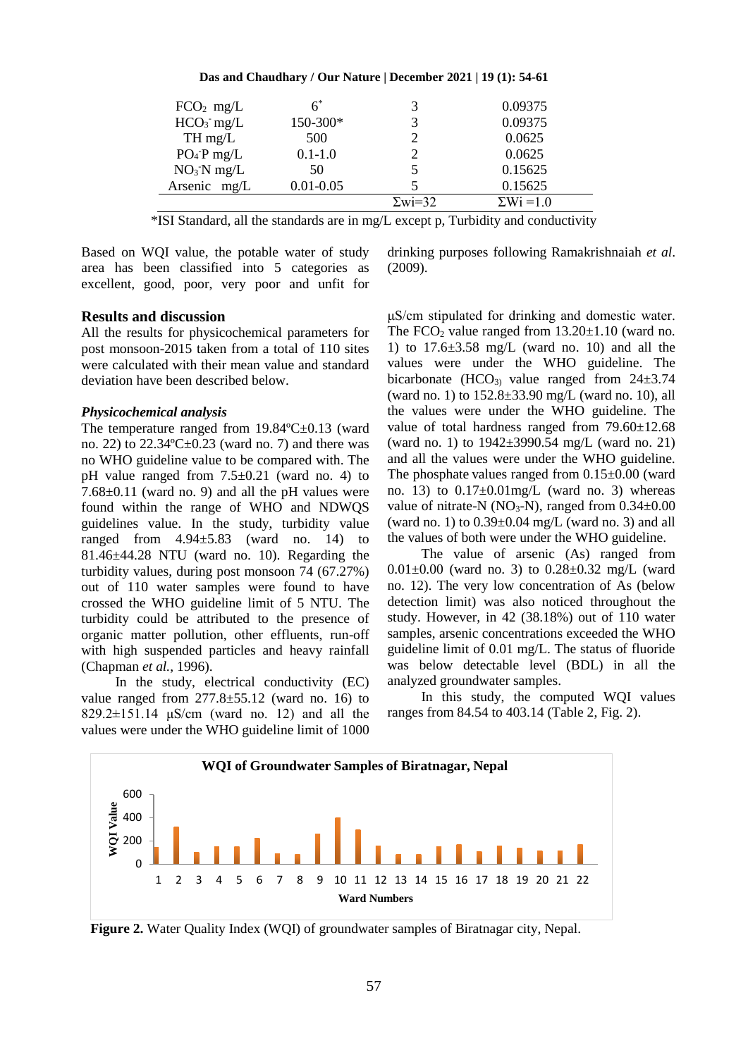| | | | |
|---|---|---|---|
| $FCO_2$ mg/L | 6* | 3 | 0.09375 |
| $HCO_3^-$ mg/L | 150-300* | 3 | 0.09375 |
| TH mg/L | 500 | 2 | 0.0625 |
| $PO_4$-P mg/L | 0.1-1.0 | 2 | 0.0625 |
| $NO_3^-$N mg/L | 50 | 5 | 0.15625 |
| Arsenic mg/L | 0.01-0.05 | 5 | 0.15625 |
| | | Σwi=32 | ΣWi =1.0 |

*ISI Standard, all the standards are in mg/L except p, Turbidity and conductivity

Based on WQI value, the potable water of study area has been classified into 5 categories as excellent, good, poor, very poor and unfit for drinking purposes following Ramakrishnaiah *et al*. (2009).

## Results and discussion

All the results for physicochemical parameters for post monsoon-2015 taken from a total of 110 sites were calculated with their mean value and standard deviation have been described below.

### *Physicochemical analysis*

The temperature ranged from 19.84ºC±0.13 (ward no. 22) to 22.34ºC±0.23 (ward no. 7) and there was no WHO guideline value to be compared with. The pH value ranged from 7.5±0.21 (ward no. 4) to 7.68±0.11 (ward no. 9) and all the pH values were found within the range of WHO and NDWQS guidelines value. In the study, turbidity value ranged from 4.94±5.83 (ward no. 14) to 81.46±44.28 NTU (ward no. 10). Regarding the turbidity values, during post monsoon 74 (67.27%) out of 110 water samples were found to have crossed the WHO guideline limit of 5 NTU. The turbidity could be attributed to the presence of organic matter pollution, other effluents, run-off with high suspended particles and heavy rainfall (Chapman *et al.*, 1996).

In the study, electrical conductivity (EC) value ranged from 277.8±55.12 (ward no. 16) to 829.2±151.14 μS/cm (ward no. 12) and all the values were under the WHO guideline limit of 1000 μS/cm stipulated for drinking and domestic water. The $FCO_2$ value ranged from 13.20±1.10 (ward no. 1) to 17.6±3.58 mg/L (ward no. 10) and all the values were under the WHO guideline. The bicarbonate ($HCO_3$) value ranged from 24±3.74 (ward no. 1) to 152.8±33.90 mg/L (ward no. 10), all the values were under the WHO guideline. The value of total hardness ranged from 79.60±12.68 (ward no. 1) to 1942±3990.54 mg/L (ward no. 21) and all the values were under the WHO guideline. The phosphate values ranged from 0.15±0.00 (ward no. 13) to 0.17±0.01mg/L (ward no. 3) whereas value of nitrate-N ($NO_3$-N), ranged from 0.34±0.00 (ward no. 1) to 0.39±0.04 mg/L (ward no. 3) and all the values of both were under the WHO guideline.

The value of arsenic (As) ranged from 0.01±0.00 (ward no. 3) to 0.28±0.32 mg/L (ward no. 12). The very low concentration of As (below detection limit) was also noticed throughout the study. However, in 42 (38.18%) out of 110 water samples, arsenic concentrations exceeded the WHO guideline limit of 0.01 mg/L. The status of fluoride was below detectable level (BDL) in all the analyzed groundwater samples.

In this study, the computed WQI values ranges from 84.54 to 403.14 (Table 2, Fig. 2).

**Figure 2.** Water Quality Index (WQI) of groundwater samples of Biratnagar city, Nepal.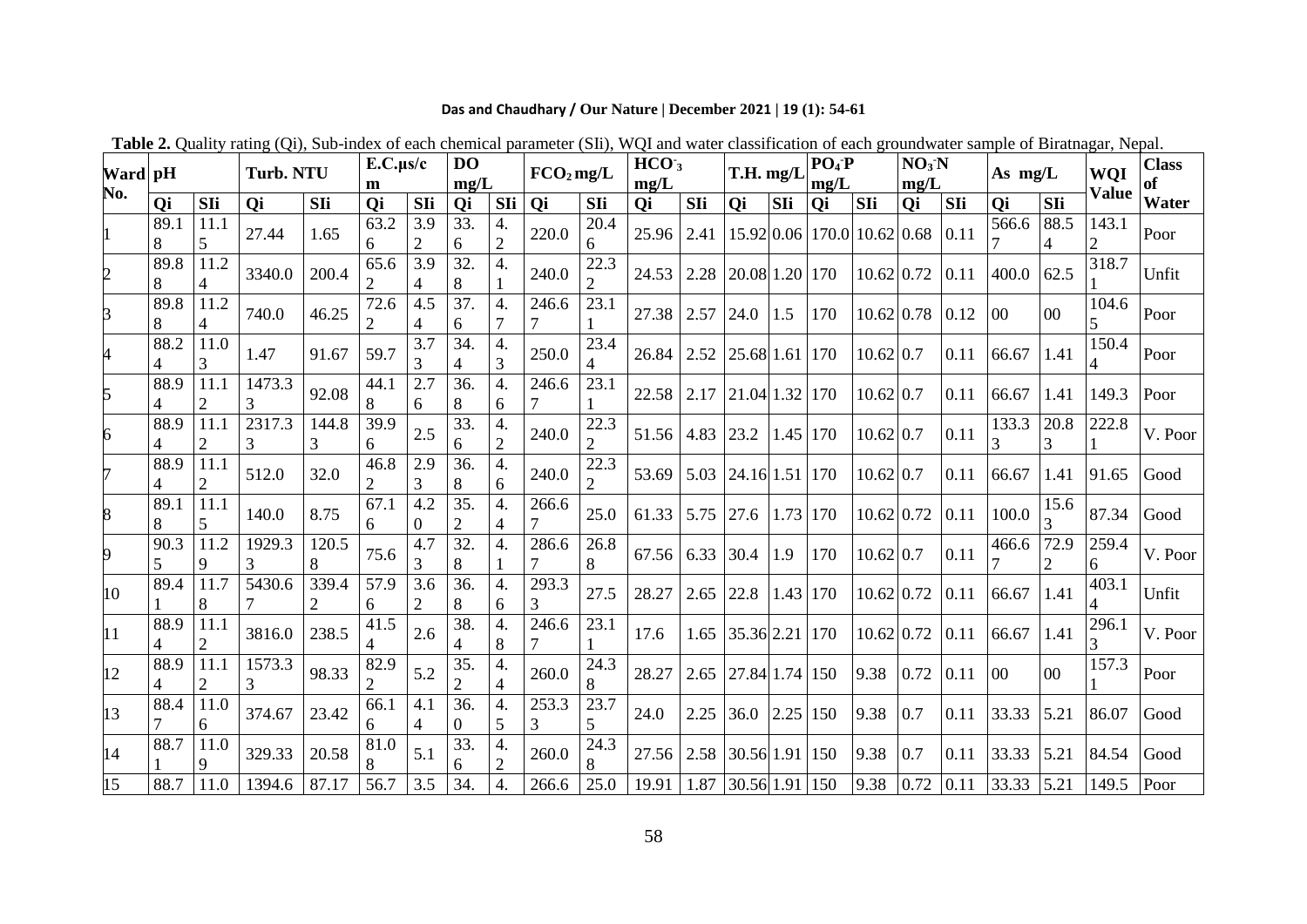**Table 2.** Quality rating (Qi), Sub-index of each chemical parameter (SIi), WQI and water classification of each groundwater sample of Biratnagar, Nepal.

| Ward No. | pH | | Turb. NTU | | E.C.µs/cm | | DO mg/L | | $FCO_2$ mg/L | | $HCO_3^-$ mg/L | | T.H. mg/L | | $PO_4^-P$ mg/L | | $NO_3^-N$ mg/L | | As mg/L | | WQI Value | Class of Water |
|---|---|---|---|---|---|---|---|---|---|---|---|---|---|---|---|---|---|---|---|---|---|---|
| | Qi | SIi | Qi | SIi | Qi | SIi | Qi | SIi | Qi | SIi | Qi | SIi | Qi | SIi | Qi | SIi | Qi | SIi | Qi | SIi | | |
| 1 | 89.18 | 11.15 | 27.44 | 1.65 | 63.26 | 3.92 | 33.6 | 4.2 | 220.0 | 20.46 | 25.96 | 2.41 | 15.92 | 0.06 | 170.0 | 10.62 | 0.68 | 0.11 | 566.67 | 88.54 | 143.12 | Poor |
| 2 | 89.88 | 11.24 | 3340.0 | 200.4 | 65.62 | 3.94 | 32.8 | 4.1 | 240.0 | 22.32 | 24.53 | 2.28 | 20.08 | 1.20 | 170 | 10.62 | 0.72 | 0.11 | 400.0 | 62.5 | 318.71 | Unfit |
| 3 | 89.88 | 11.24 | 740.0 | 46.25 | 72.62 | 4.54 | 37.6 | 4.7 | 246.67 | 23.11 | 27.38 | 2.57 | 24.0 | 1.5 | 170 | 10.62 | 0.78 | 0.12 | 00 | 00 | 104.65 | Poor |
| 4 | 88.24 | 11.03 | 1.47 | 91.67 | 59.7 | 3.73 | 34.4 | 4.3 | 250.0 | 23.44 | 26.84 | 2.52 | 25.68 | 1.61 | 170 | 10.62 | 0.7 | 0.11 | 66.67 | 1.41 | 150.44 | Poor |
| 5 | 88.94 | 11.12 | 1473.33 | 92.08 | 44.18 | 2.76 | 36.8 | 4.6 | 246.67 | 23.11 | 22.58 | 2.17 | 21.04 | 1.32 | 170 | 10.62 | 0.7 | 0.11 | 66.67 | 1.41 | 149.3 | Poor |
| 6 | 88.94 | 11.12 | 2317.33 | 144.83 | 39.96 | 2.5 | 33.6 | 4.2 | 240.0 | 22.32 | 51.56 | 4.83 | 23.2 | 1.45 | 170 | 10.62 | 0.7 | 0.11 | 133.33 | 20.83 | 222.81 | V. Poor |
| 7 | 88.94 | 11.12 | 512.0 | 32.0 | 46.82 | 2.93 | 36.8 | 4.6 | 240.0 | 22.32 | 53.69 | 5.03 | 24.16 | 1.51 | 170 | 10.62 | 0.7 | 0.11 | 66.67 | 1.41 | 91.65 | Good |
| 8 | 89.18 | 11.15 | 140.0 | 8.75 | 67.16 | 4.20 | 35.2 | 4.4 | 266.67 | 25.0 | 61.33 | 5.75 | 27.6 | 1.73 | 170 | 10.62 | 0.72 | 0.11 | 100.0 | 15.63 | 87.34 | Good |
| 9 | 90.35 | 11.29 | 1929.33 | 120.58 | 75.6 | 4.73 | 32.8 | 4.1 | 286.67 | 26.88 | 67.56 | 6.33 | 30.4 | 1.9 | 170 | 10.62 | 0.7 | 0.11 | 466.67 | 72.92 | 259.46 | V. Poor |
| 10 | 89.41 | 11.78 | 5430.67 | 339.42 | 57.96 | 3.62 | 36.8 | 4.6 | 293.33 | 27.5 | 28.27 | 2.65 | 22.8 | 1.43 | 170 | 10.62 | 0.72 | 0.11 | 66.67 | 1.41 | 403.14 | Unfit |
| 11 | 88.94 | 11.12 | 3816.0 | 238.5 | 41.54 | 2.6 | 38.4 | 4.8 | 246.67 | 23.11 | 17.6 | 1.65 | 35.36 | 2.21 | 170 | 10.62 | 0.72 | 0.11 | 66.67 | 1.41 | 296.13 | V. Poor |
| 12 | 88.94 | 11.12 | 1573.33 | 98.33 | 82.92 | 5.2 | 35.2 | 4.4 | 260.0 | 24.38 | 28.27 | 2.65 | 27.84 | 1.74 | 150 | 9.38 | 0.72 | 0.11 | 00 | 00 | 157.31 | Poor |
| 13 | 88.47 | 11.06 | 374.67 | 23.42 | 66.16 | 4.14 | 36.0 | 4.5 | 253.33 | 23.75 | 24.0 | 2.25 | 36.0 | 2.25 | 150 | 9.38 | 0.7 | 0.11 | 33.33 | 5.21 | 86.07 | Good |
| 14 | 88.71 | 11.09 | 329.33 | 20.58 | 81.08 | 5.1 | 33.6 | 4.2 | 260.0 | 24.38 | 27.56 | 2.58 | 30.56 | 1.91 | 150 | 9.38 | 0.7 | 0.11 | 33.33 | 5.21 | 84.54 | Good |
| 15 | 88.7 | 11.0 | 1394.6 | 87.17 | 56.7 | 3.5 | 34. | 4. | 266.6 | 25.0 | 19.91 | 1.87 | 30.56 | 1.91 | 150 | 9.38 | 0.72 | 0.11 | 33.33 | 5.21 | 149.5 | Poor |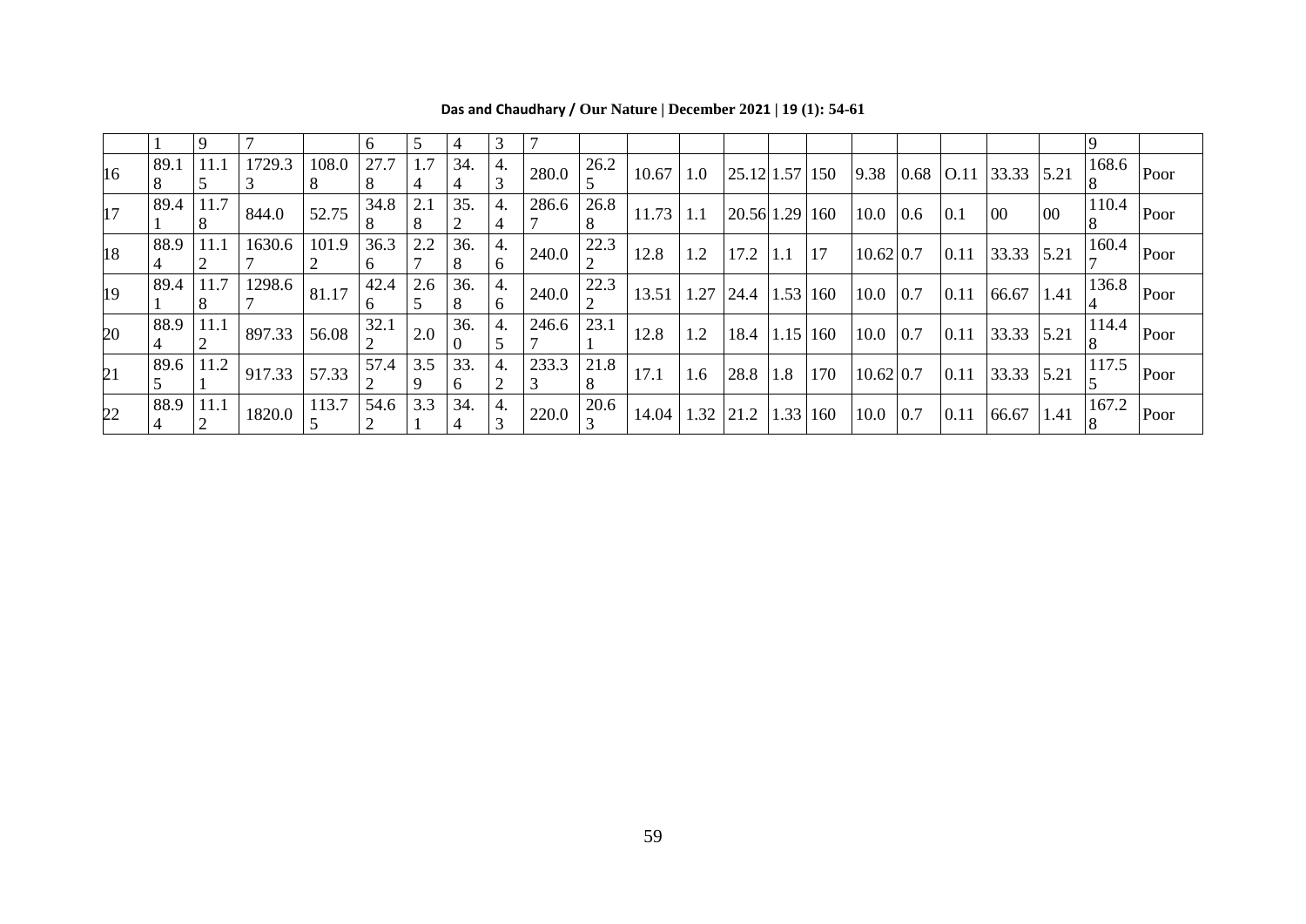| | 1 | 9 | 7 | | 6 | 5 | 4 | 3 | 7 | | | | | | | | | | | | 9 | |
|---|---|---|---|---|---|---|---|---|---|---|---|---|---|---|---|---|---|---|---|---|---|---|
| 16 | 89.18 | 11.15 | 1729.33 | 108.08 | 27.78 | 1.74 | 34.4 | 4.3 | 280.0 | 26.25 | 10.67 | 1.0 | 25.12 | 1.57 | 150 | 9.38 | 0.68 | O.11 | 33.33 | 5.21 | 168.68 | Poor |
| 17 | 89.41 | 11.78 | 844.0 | 52.75 | 34.88 | 2.18 | 35.2 | 4.4 | 286.67 | 26.88 | 11.73 | 1.1 | 20.56 | 1.29 | 160 | 10.0 | 0.6 | 0.1 | 00 | 00 | 110.48 | Poor |
| 18 | 88.94 | 11.12 | 1630.67 | 101.92 | 36.36 | 2.27 | 36.8 | 4.6 | 240.0 | 22.32 | 12.8 | 1.2 | 17.2 | 1.1 | 17 | 10.62 | 0.7 | 0.11 | 33.33 | 5.21 | 160.47 | Poor |
| 19 | 89.41 | 11.78 | 1298.67 | 81.17 | 42.46 | 2.65 | 36.8 | 4.6 | 240.0 | 22.32 | 13.51 | 1.27 | 24.4 | 1.53 | 160 | 10.0 | 0.7 | 0.11 | 66.67 | 1.41 | 136.84 | Poor |
| 20 | 88.94 | 11.12 | 897.33 | 56.08 | 32.12 | 2.0 | 36.0 | 4.5 | 246.67 | 23.11 | 12.8 | 1.2 | 18.4 | 1.15 | 160 | 10.0 | 0.7 | 0.11 | 33.33 | 5.21 | 114.48 | Poor |
| 21 | 89.65 | 11.21 | 917.33 | 57.33 | 57.42 | 3.59 | 33.6 | 4.2 | 233.33 | 21.88 | 17.1 | 1.6 | 28.8 | 1.8 | 170 | 10.62 | 0.7 | 0.11 | 33.33 | 5.21 | 117.55 | Poor |
| 22 | 88.94 | 11.12 | 1820.0 | 113.75 | 54.62 | 3.31 | 34.4 | 4.3 | 220.0 | 20.63 | 14.04 | 1.32 | 21.2 | 1.33 | 160 | 10.0 | 0.7 | 0.11 | 66.67 | 1.41 | 167.28 | Poor |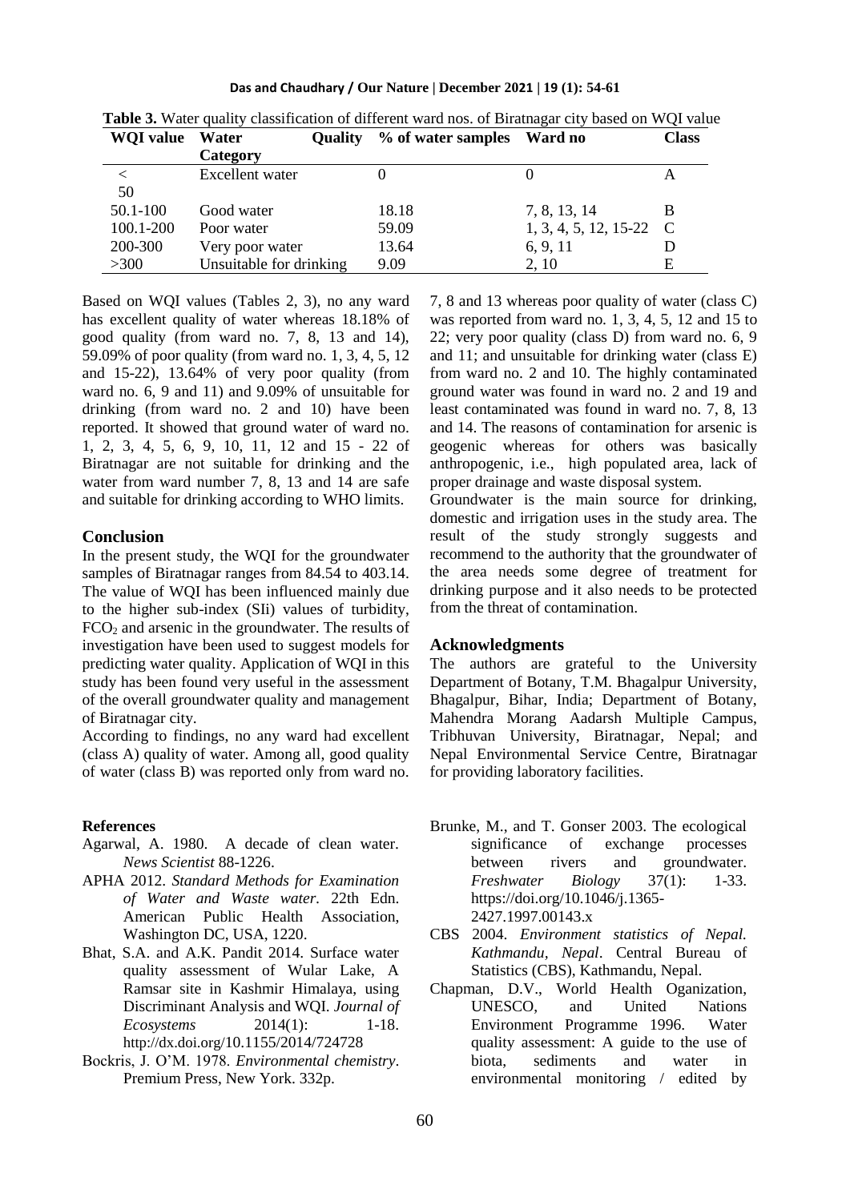**Table 3.** Water quality classification of different ward nos. of Biratnagar city based on WQI value

| WQI value | Water Quality Category | % of water samples | Ward no | Class |
|---|---|---|---|---|
| < 50 | Excellent water | 0 | 0 | A |
| 50.1-100 | Good water | 18.18 | 7, 8, 13, 14 | B |
| 100.1-200 | Poor water | 59.09 | 1, 3, 4, 5, 12, 15-22 | C |
| 200-300 | Very poor water | 13.64 | 6, 9, 11 | D |
| >300 | Unsuitable for drinking | 9.09 | 2, 10 | E |

Based on WQI values (Tables 2, 3), no any ward has excellent quality of water whereas 18.18% of good quality (from ward no. 7, 8, 13 and 14), 59.09% of poor quality (from ward no. 1, 3, 4, 5, 12 and 15-22), 13.64% of very poor quality (from ward no. 6, 9 and 11) and 9.09% of unsuitable for drinking (from ward no. 2 and 10) have been reported. It showed that ground water of ward no. 1, 2, 3, 4, 5, 6, 9, 10, 11, 12 and 15 - 22 of Biratnagar are not suitable for drinking and the water from ward number 7, 8, 13 and 14 are safe and suitable for drinking according to WHO limits.

## Conclusion

In the present study, the WQI for the groundwater samples of Biratnagar ranges from 84.54 to 403.14. The value of WQI has been influenced mainly due to the higher sub-index (SIi) values of turbidity, $FCO_2$ and arsenic in the groundwater. The results of investigation have been used to suggest models for predicting water quality. Application of WQI in this study has been found very useful in the assessment of the overall groundwater quality and management of Biratnagar city.

According to findings, no any ward had excellent (class A) quality of water. Among all, good quality of water (class B) was reported only from ward no. 7, 8 and 13 whereas poor quality of water (class C) was reported from ward no. 1, 3, 4, 5, 12 and 15 to 22; very poor quality (class D) from ward no. 6, 9 and 11; and unsuitable for drinking water (class E) from ward no. 2 and 10. The highly contaminated ground water was found in ward no. 2 and 19 and least contaminated was found in ward no. 7, 8, 13 and 14. The reasons of contamination for arsenic is geogenic whereas for others was basically anthropogenic, i.e., high populated area, lack of proper drainage and waste disposal system.

Groundwater is the main source for drinking, domestic and irrigation uses in the study area. The result of the study strongly suggests and recommend to the authority that the groundwater of the area needs some degree of treatment for drinking purpose and it also needs to be protected from the threat of contamination.

## Acknowledgments

The authors are grateful to the University Department of Botany, T.M. Bhagalpur University, Bhagalpur, Bihar, India; Department of Botany, Mahendra Morang Aadarsh Multiple Campus, Tribhuvan University, Biratnagar, Nepal; and Nepal Environmental Service Centre, Biratnagar for providing laboratory facilities.

## References

Agarwal, A. 1980. A decade of clean water. *News Scientist* 88-1226.

APHA 2012. *Standard Methods for Examination of Water and Waste water*. 22th Edn. American Public Health Association, Washington DC, USA, 1220.

Bhat, S.A. and A.K. Pandit 2014. Surface water quality assessment of Wular Lake, A Ramsar site in Kashmir Himalaya, using Discriminant Analysis and WQI. *Journal of Ecosystems* 2014(1): 1-18. http://dx.doi.org/10.1155/2014/724728

Bockris, J. O'M. 1978. *Environmental chemistry*. Premium Press, New York. 332p.

Brunke, M., and T. Gonser 2003. The ecological significance of exchange processes between rivers and groundwater. *Freshwater Biology* 37(1): 1-33. https://doi.org/10.1046/j.1365-2427.1997.00143.x

CBS 2004. *Environment statistics of Nepal. Kathmandu, Nepal*. Central Bureau of Statistics (CBS), Kathmandu, Nepal.

Chapman, D.V., World Health Oganization, UNESCO, and United Nations Environment Programme 1996. Water quality assessment: A guide to the use of biota, sediments and water in environmental monitoring / edited by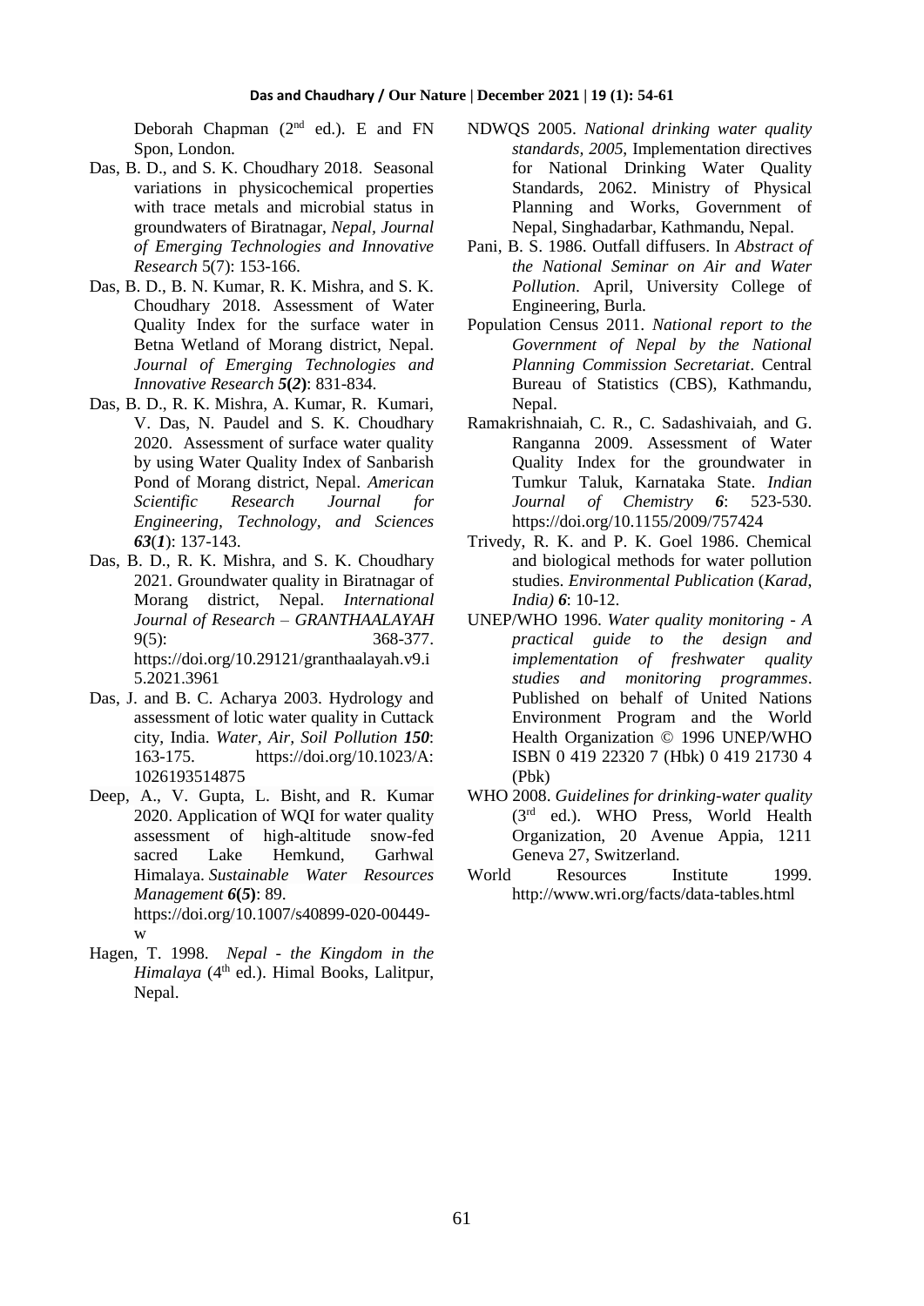Deborah Chapman (2nd ed.). E and FN Spon, London.

Das, B. D., and S. K. Choudhary 2018. Seasonal variations in physicochemical properties with trace metals and microbial status in groundwaters of Biratnagar, *Nepal, Journal of Emerging Technologies and Innovative Research* 5(7): 153-166.

Das, B. D., B. N. Kumar, R. K. Mishra, and S. K. Choudhary 2018. Assessment of Water Quality Index for the surface water in Betna Wetland of Morang district, Nepal. *Journal of Emerging Technologies and Innovative Research* ***5(2)***: 831-834.

Das, B. D., R. K. Mishra, A. Kumar, R. Kumari, V. Das, N. Paudel and S. K. Choudhary 2020. Assessment of surface water quality by using Water Quality Index of Sanbarish Pond of Morang district, Nepal. *American Scientific Research Journal for Engineering, Technology, and Sciences* ***63***(***1***): 137-143.

Das, B. D., R. K. Mishra, and S. K. Choudhary 2021. Groundwater quality in Biratnagar of Morang district, Nepal. *International Journal of Research – GRANTHAALAYAH* 9(5): 368-377. https://doi.org/10.29121/granthaalayah.v9.i5.2021.3961

Das, J. and B. C. Acharya 2003. Hydrology and assessment of lotic water quality in Cuttack city, India. *Water, Air, Soil Pollution* ***150***: 163-175. https://doi.org/10.1023/A:1026193514875

Deep, A., V. Gupta, L. Bisht, and R. Kumar 2020. Application of WQI for water quality assessment of high-altitude snow-fed sacred Lake Hemkund, Garhwal Himalaya. *Sustainable Water Resources Management* ***6***(***5***): 89. https://doi.org/10.1007/s40899-020-00449-w

Hagen, T. 1998. *Nepal - the Kingdom in the Himalaya* (4th ed.). Himal Books, Lalitpur, Nepal.

NDWQS 2005. *National drinking water quality standards, 2005*, Implementation directives for National Drinking Water Quality Standards, 2062. Ministry of Physical Planning and Works, Government of Nepal, Singhadarbar, Kathmandu, Nepal.

Pani, B. S. 1986. Outfall diffusers. In *Abstract of the National Seminar on Air and Water Pollution*. April, University College of Engineering, Burla.

Population Census 2011. *National report to the Government of Nepal by the National Planning Commission Secretariat*. Central Bureau of Statistics (CBS), Kathmandu, Nepal.

Ramakrishnaiah, C. R., C. Sadashivaiah, and G. Ranganna 2009. Assessment of Water Quality Index for the groundwater in Tumkur Taluk, Karnataka State. *Indian Journal of Chemistry* ***6***: 523-530. https://doi.org/10.1155/2009/757424

Trivedy, R. K. and P. K. Goel 1986. Chemical and biological methods for water pollution studies. *Environmental Publication* (*Karad, India)* ***6***: 10-12.

UNEP/WHO 1996. *Water quality monitoring - A practical guide to the design and implementation of freshwater quality studies and monitoring programmes*. Published on behalf of United Nations Environment Program and the World Health Organization © 1996 UNEP/WHO ISBN 0 419 22320 7 (Hbk) 0 419 21730 4 (Pbk)

WHO 2008. *Guidelines for drinking-water quality* (3rd ed.). WHO Press, World Health Organization, 20 Avenue Appia, 1211 Geneva 27, Switzerland.

World Resources Institute 1999. http://www.wri.org/facts/data-tables.html